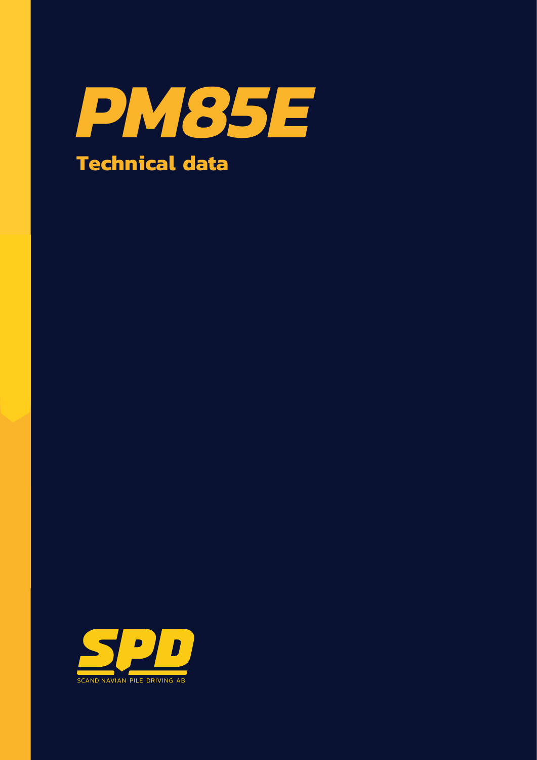# PM85E

## Technical data

SPD

SCANDINAVIAN PILE DRIVING AB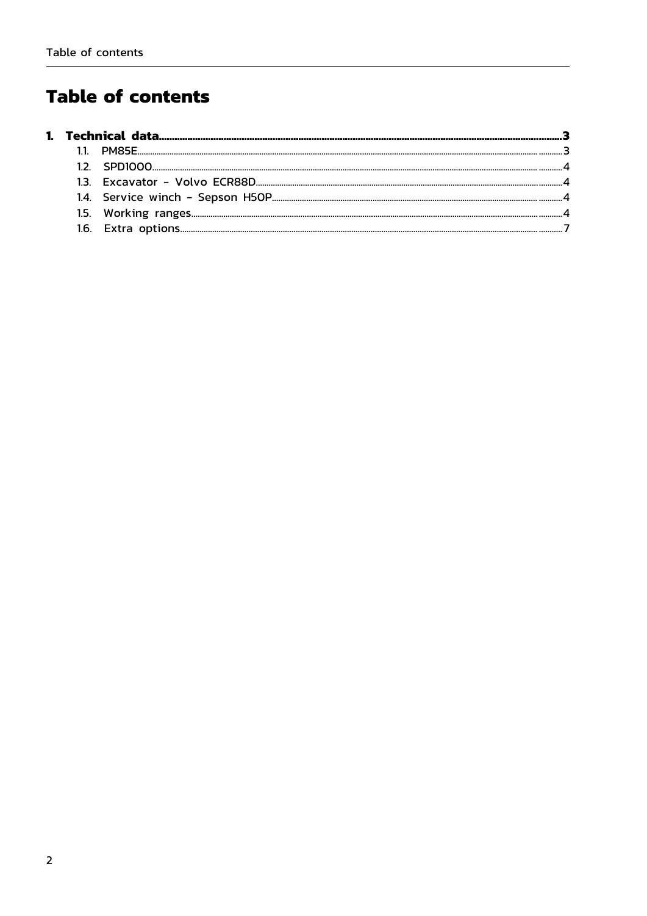# Table of contents

**1. Technical data ... 3**

- 1.1. PM85E ... 3
- 1.2. SPD1000 ... 4
- 1.3. Excavator - Volvo ECR88D ... 4
- 1.4. Service winch - Sepson H50P ... 4
- 1.5. Working ranges ... 4
- 1.6. Extra options ... 7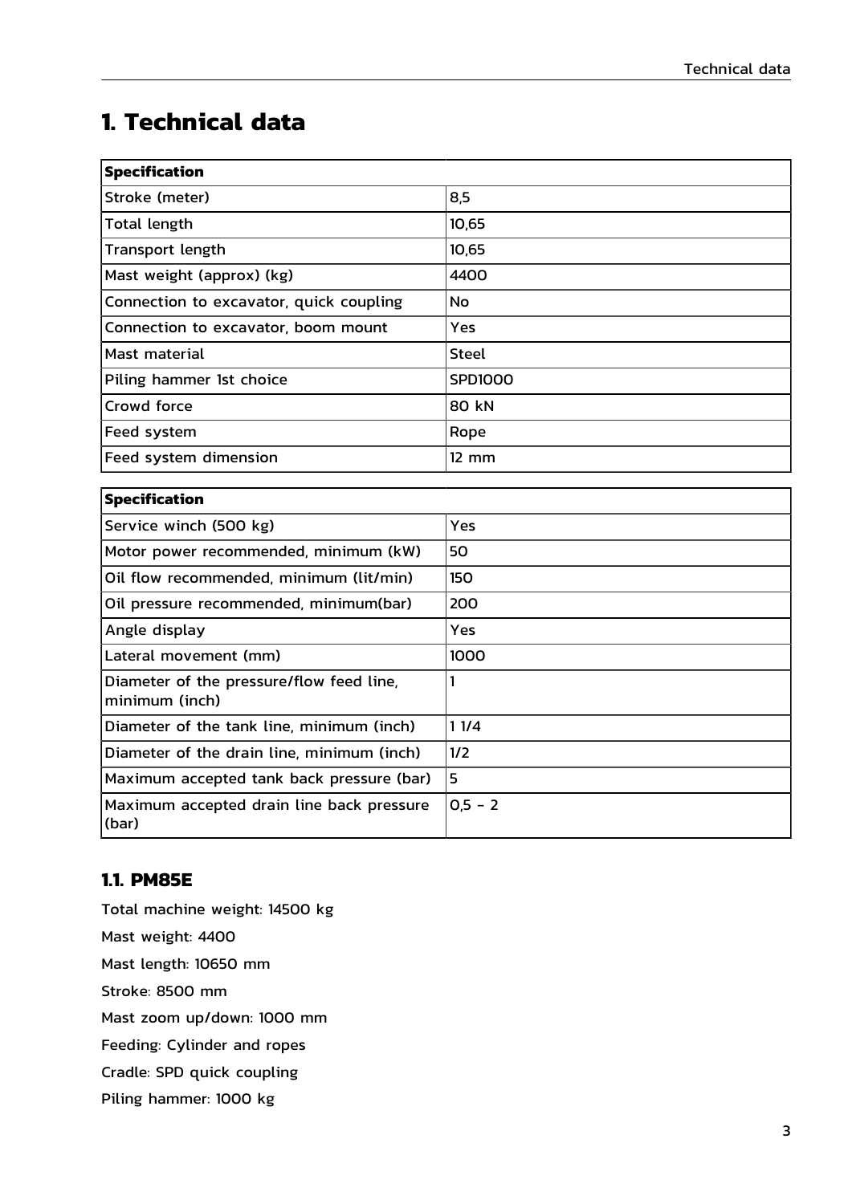# 1. Technical data

| **Specification** | |
|---|---|
| Stroke (meter) | 8,5 |
| Total length | 10,65 |
| Transport length | 10,65 |
| Mast weight (approx) (kg) | 4400 |
| Connection to excavator, quick coupling | No |
| Connection to excavator, boom mount | Yes |
| Mast material | Steel |
| Piling hammer 1st choice | SPD1000 |
| Crowd force | 80 kN |
| Feed system | Rope |
| Feed system dimension | 12 mm |

| **Specification** | |
|---|---|
| Service winch (500 kg) | Yes |
| Motor power recommended, minimum (kW) | 50 |
| Oil flow recommended, minimum (lit/min) | 150 |
| Oil pressure recommended, minimum(bar) | 200 |
| Angle display | Yes |
| Lateral movement (mm) | 1000 |
| Diameter of the pressure/flow feed line, minimum (inch) | 1 |
| Diameter of the tank line, minimum (inch) | 1 1/4 |
| Diameter of the drain line, minimum (inch) | 1/2 |
| Maximum accepted tank back pressure (bar) | 5 |
| Maximum accepted drain line back pressure (bar) | 0,5 - 2 |

## 1.1. PM85E

Total machine weight: 14500 kg

Mast weight: 4400

Mast length: 10650 mm

Stroke: 8500 mm

Mast zoom up/down: 1000 mm

Feeding: Cylinder and ropes

Cradle: SPD quick coupling

Piling hammer: 1000 kg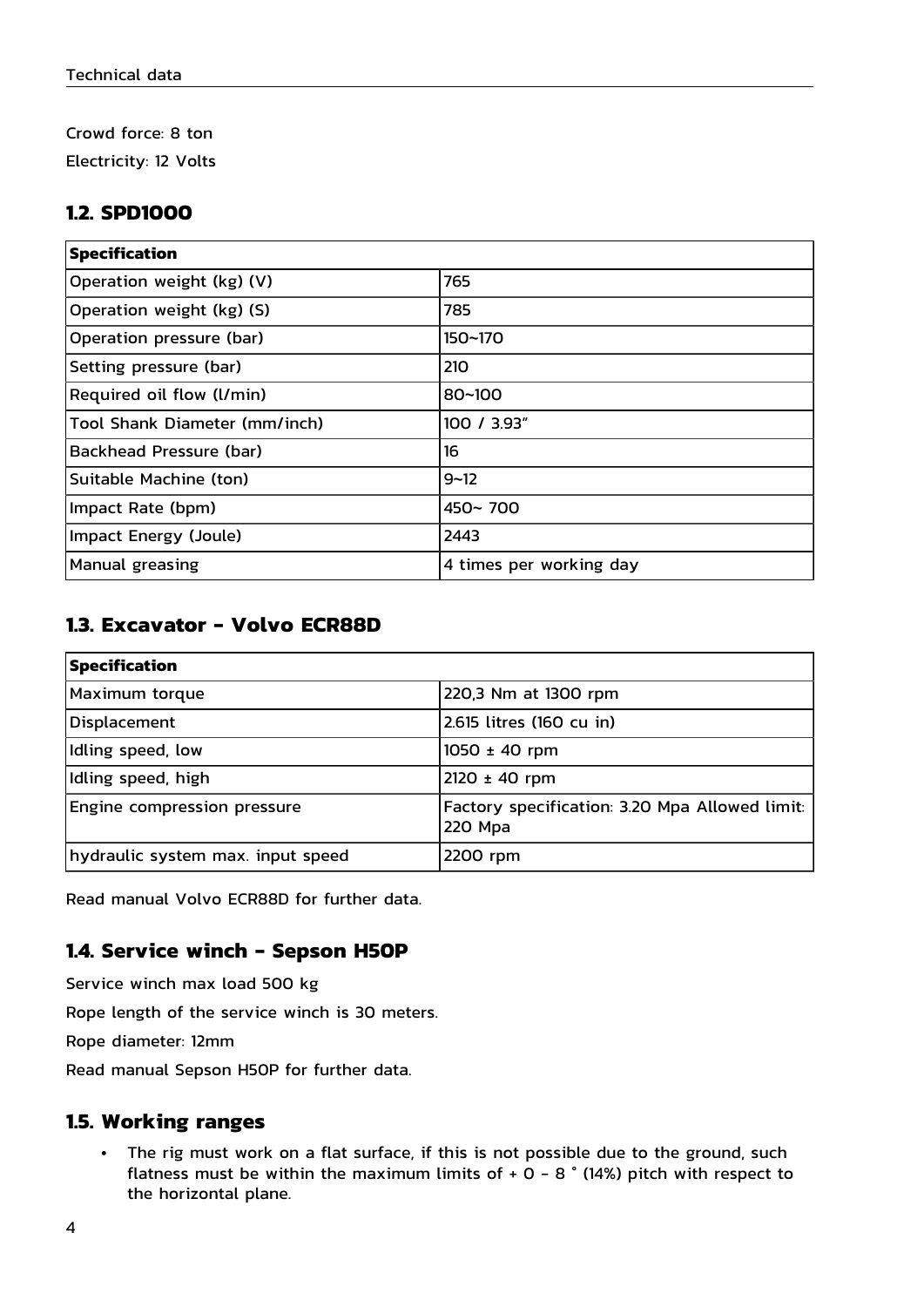Crowd force: 8 ton

Electricity: 12 Volts

## 1.2. SPD1000

| Specification | |
|---|---|
| Operation weight (kg) (V) | 765 |
| Operation weight (kg) (S) | 785 |
| Operation pressure (bar) | 150~170 |
| Setting pressure (bar) | 210 |
| Required oil flow (l/min) | 80~100 |
| Tool Shank Diameter (mm/inch) | 100 / 3.93" |
| Backhead Pressure (bar) | 16 |
| Suitable Machine (ton) | 9~12 |
| Impact Rate (bpm) | 450~ 700 |
| Impact Energy (Joule) | 2443 |
| Manual greasing | 4 times per working day |

## 1.3. Excavator - Volvo ECR88D

| Specification | |
|---|---|
| Maximum torque | 220,3 Nm at 1300 rpm |
| Displacement | 2.615 litres (160 cu in) |
| Idling speed, low | 1050 ± 40 rpm |
| Idling speed, high | 2120 ± 40 rpm |
| Engine compression pressure | Factory specification: 3.20 Mpa Allowed limit: 220 Mpa |
| hydraulic system max. input speed | 2200 rpm |

Read manual Volvo ECR88D for further data.

## 1.4. Service winch - Sepson H50P

Service winch max load 500 kg

Rope length of the service winch is 30 meters.

Rope diameter: 12mm

Read manual Sepson H50P for further data.

## 1.5. Working ranges

- The rig must work on a flat surface, if this is not possible due to the ground, such flatness must be within the maximum limits of + 0 - 8 ° (14%) pitch with respect to the horizontal plane.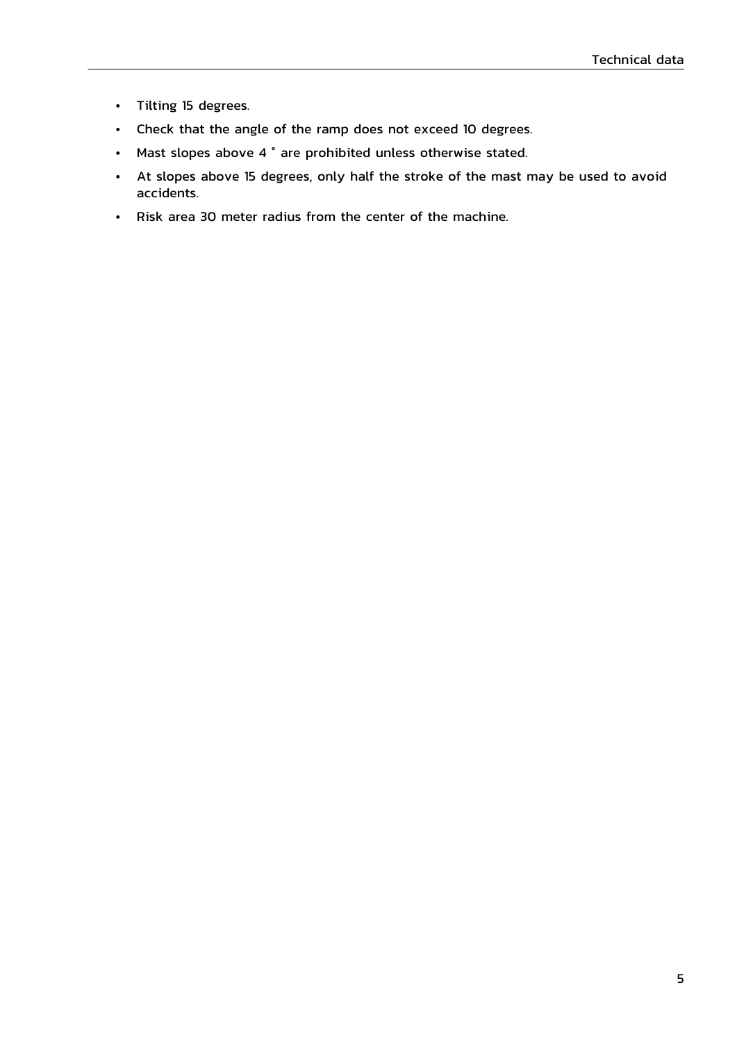- Tilting 15 degrees.
- Check that the angle of the ramp does not exceed 10 degrees.
- Mast slopes above 4 ° are prohibited unless otherwise stated.
- At slopes above 15 degrees, only half the stroke of the mast may be used to avoid accidents.
- Risk area 30 meter radius from the center of the machine.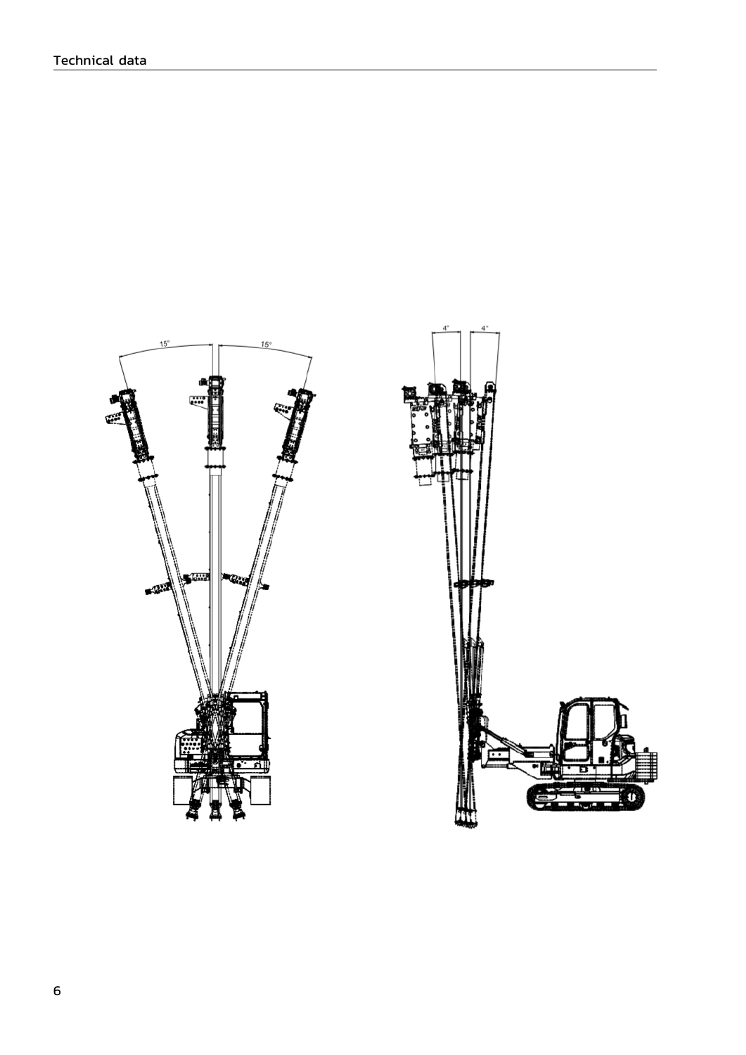15°

15°

4°

4°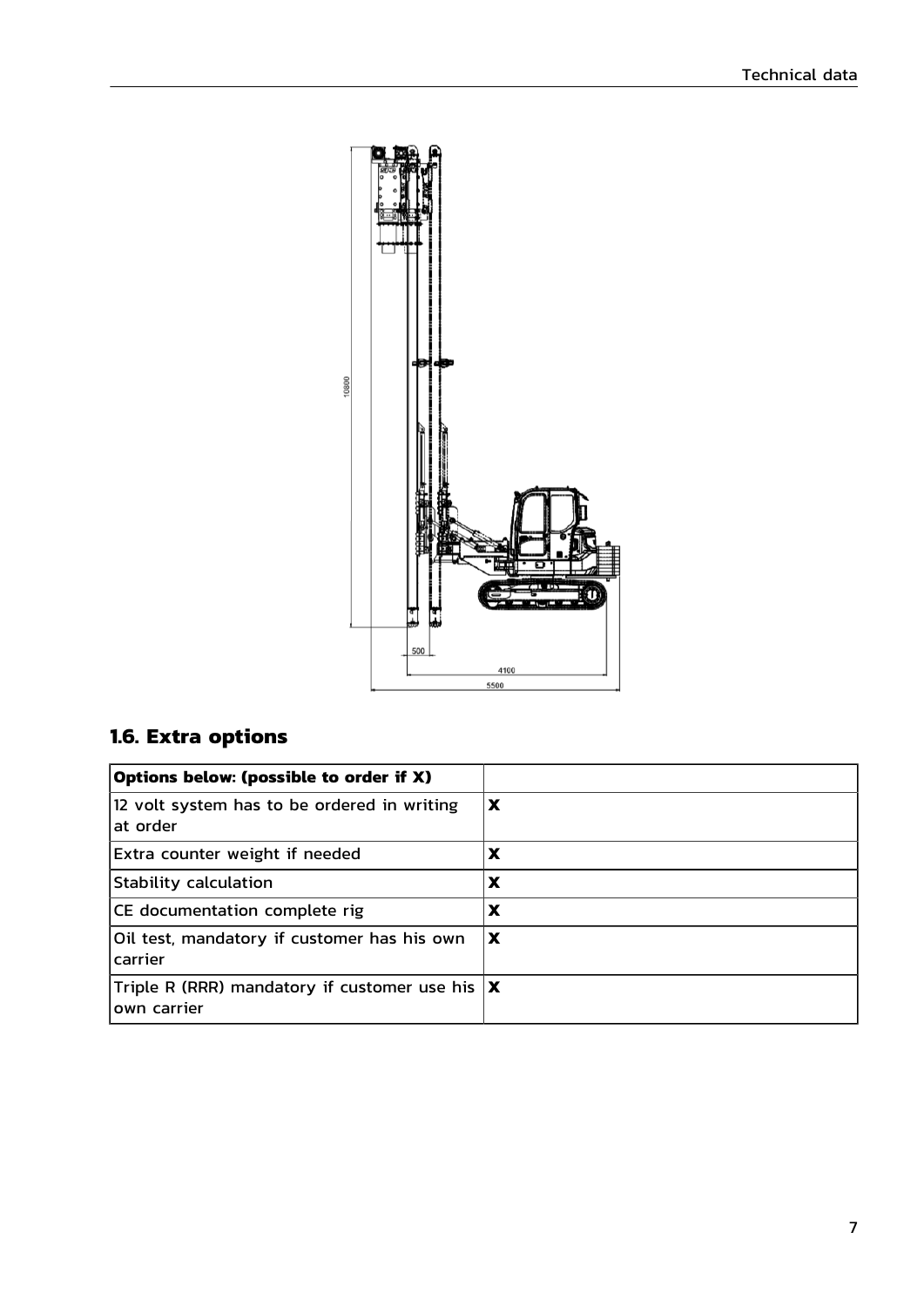## 1.6. Extra options

| **Options below: (possible to order if X)** | |
|---|---|
| 12 volt system has to be ordered in writing at order | **X** |
| Extra counter weight if needed | **X** |
| Stability calculation | **X** |
| CE documentation complete rig | **X** |
| Oil test, mandatory if customer has his own carrier | **X** |
| Triple R (RRR) mandatory if customer use his own carrier | **X** |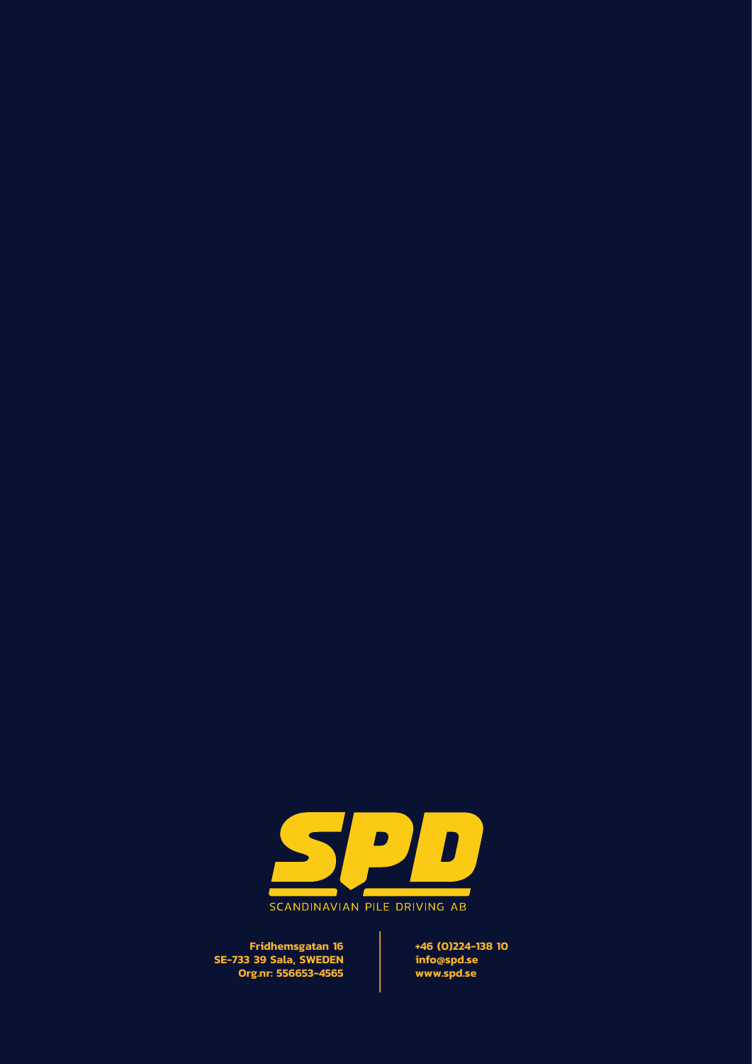SPD

SCANDINAVIAN PILE DRIVING AB

Fridhemsgatan 16
SE-733 39 Sala, SWEDEN
Org.nr: 556653-4565

+46 (0)224-138 10
info@spd.se
www.spd.se